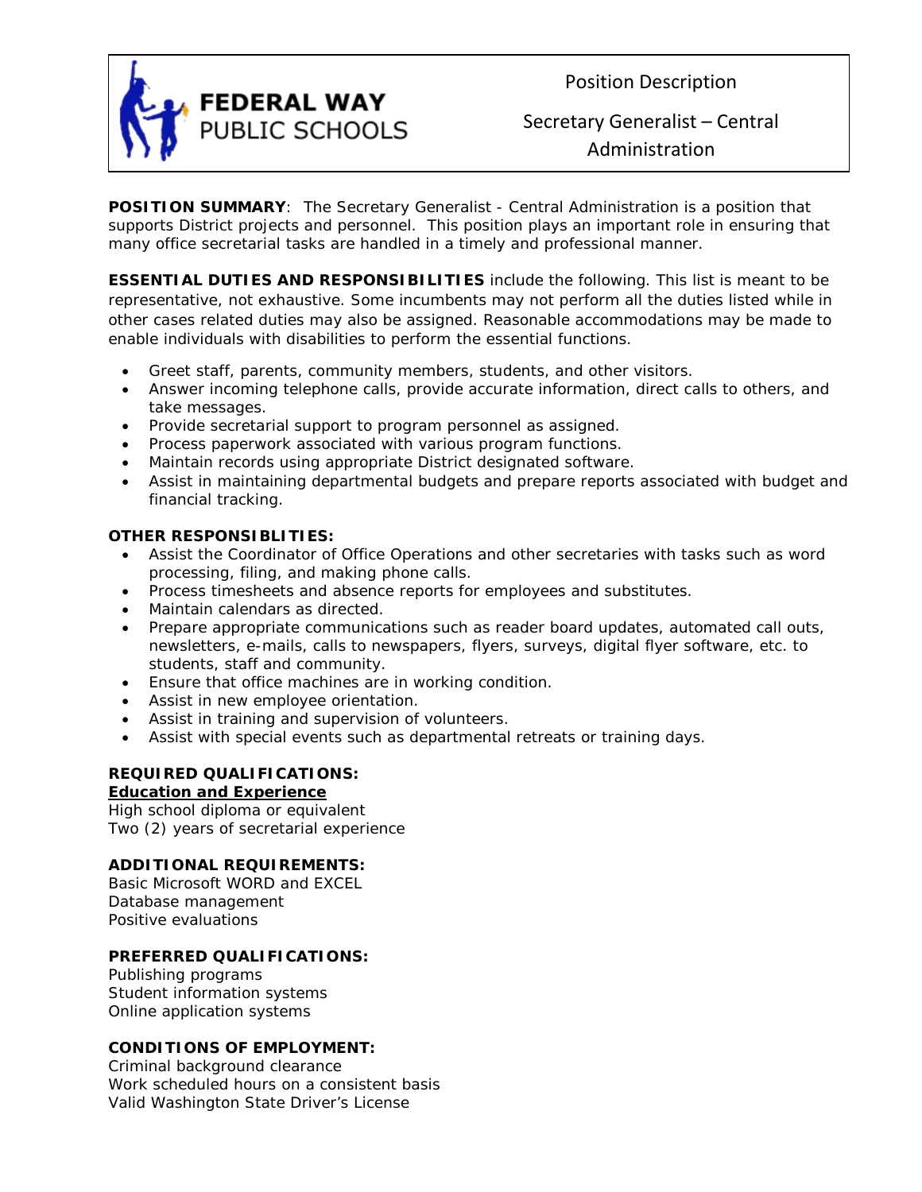**FEDERAL WAY PUBLIC SCHOOLS**

# Position Description

## Secretary Generalist – Central Administration

**POSITION SUMMARY**: The Secretary Generalist - Central Administration is a position that supports District projects and personnel. This position plays an important role in ensuring that many office secretarial tasks are handled in a timely and professional manner.

**ESSENTIAL DUTIES AND RESPONSIBILITIES** include the following. This list is meant to be representative, not exhaustive. Some incumbents may not perform all the duties listed while in other cases related duties may also be assigned. Reasonable accommodations may be made to enable individuals with disabilities to perform the essential functions.

- Greet staff, parents, community members, students, and other visitors.
- Answer incoming telephone calls, provide accurate information, direct calls to others, and take messages.
- Provide secretarial support to program personnel as assigned.
- Process paperwork associated with various program functions.
- Maintain records using appropriate District designated software.
- Assist in maintaining departmental budgets and prepare reports associated with budget and financial tracking.

**OTHER RESPONSIBLITIES:**

- Assist the Coordinator of Office Operations and other secretaries with tasks such as word processing, filing, and making phone calls.
- Process timesheets and absence reports for employees and substitutes.
- Maintain calendars as directed.
- Prepare appropriate communications such as reader board updates, automated call outs, newsletters, e-mails, calls to newspapers, flyers, surveys, digital flyer software, etc. to students, staff and community.
- Ensure that office machines are in working condition.
- Assist in new employee orientation.
- Assist in training and supervision of volunteers.
- Assist with special events such as departmental retreats or training days.

**REQUIRED QUALIFICATIONS:**

**Education and Experience**

High school diploma or equivalent
Two (2) years of secretarial experience

**ADDITIONAL REQUIREMENTS:**

Basic Microsoft WORD and EXCEL
Database management
Positive evaluations

**PREFERRED QUALIFICATIONS:**

Publishing programs
Student information systems
Online application systems

**CONDITIONS OF EMPLOYMENT:**

Criminal background clearance
Work scheduled hours on a consistent basis
Valid Washington State Driver's License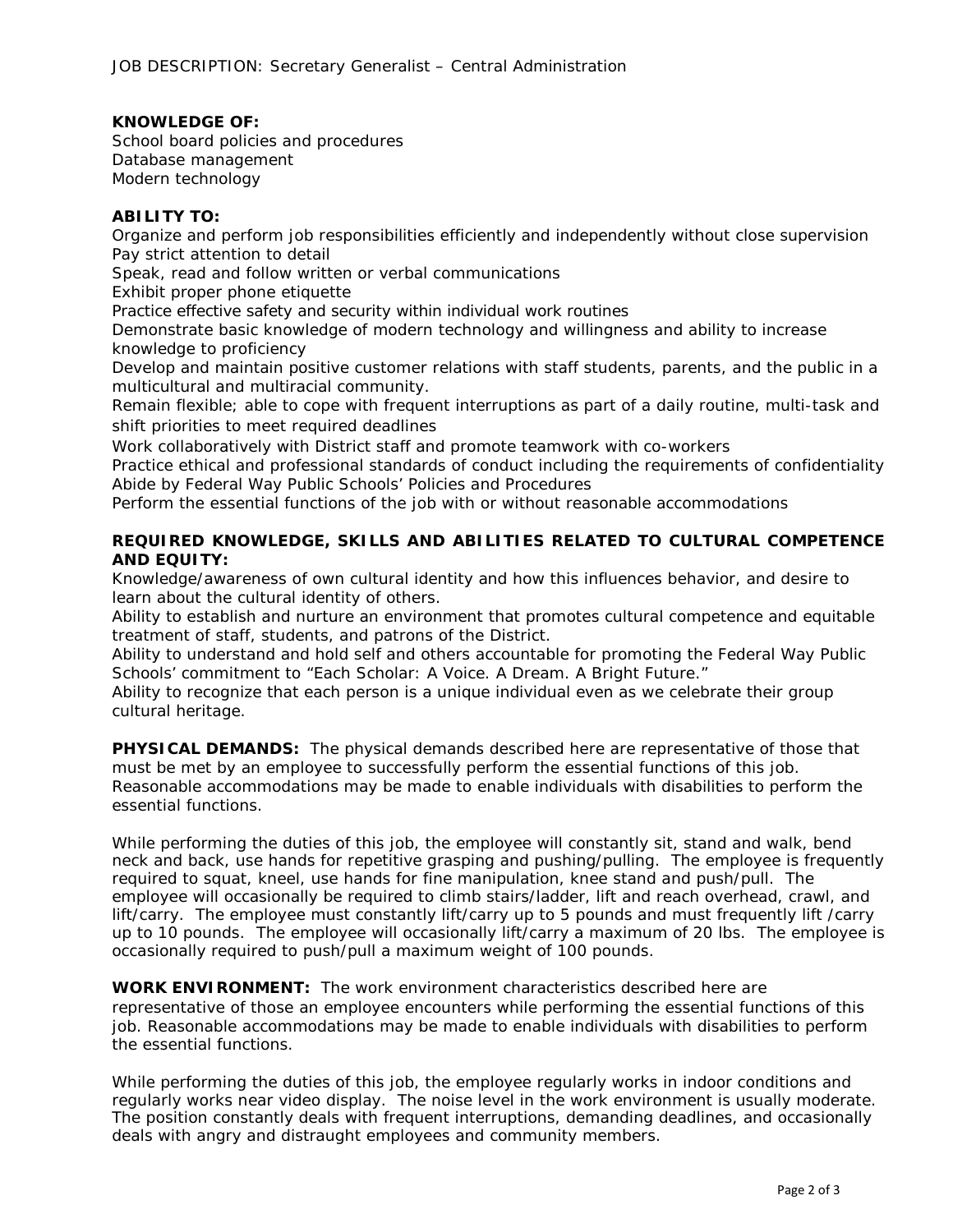**KNOWLEDGE OF:**
School board policies and procedures
Database management
Modern technology

**ABILITY TO:**
Organize and perform job responsibilities efficiently and independently without close supervision
Pay strict attention to detail
Speak, read and follow written or verbal communications
Exhibit proper phone etiquette
Practice effective safety and security within individual work routines
Demonstrate basic knowledge of modern technology and willingness and ability to increase knowledge to proficiency
Develop and maintain positive customer relations with staff students, parents, and the public in a multicultural and multiracial community.
Remain flexible; able to cope with frequent interruptions as part of a daily routine, multi-task and shift priorities to meet required deadlines
Work collaboratively with District staff and promote teamwork with co-workers
Practice ethical and professional standards of conduct including the requirements of confidentiality
Abide by Federal Way Public Schools' Policies and Procedures
Perform the essential functions of the job with or without reasonable accommodations

**REQUIRED KNOWLEDGE, SKILLS AND ABILITIES RELATED TO CULTURAL COMPETENCE AND EQUITY:**
Knowledge/awareness of own cultural identity and how this influences behavior, and desire to learn about the cultural identity of others.
Ability to establish and nurture an environment that promotes cultural competence and equitable treatment of staff, students, and patrons of the District.
Ability to understand and hold self and others accountable for promoting the Federal Way Public Schools' commitment to "Each Scholar: A Voice. A Dream. A Bright Future."
Ability to recognize that each person is a unique individual even as we celebrate their group cultural heritage.

**PHYSICAL DEMANDS:** The physical demands described here are representative of those that must be met by an employee to successfully perform the essential functions of this job. Reasonable accommodations may be made to enable individuals with disabilities to perform the essential functions.

While performing the duties of this job, the employee will constantly sit, stand and walk, bend neck and back, use hands for repetitive grasping and pushing/pulling. The employee is frequently required to squat, kneel, use hands for fine manipulation, knee stand and push/pull. The employee will occasionally be required to climb stairs/ladder, lift and reach overhead, crawl, and lift/carry. The employee must constantly lift/carry up to 5 pounds and must frequently lift /carry up to 10 pounds. The employee will occasionally lift/carry a maximum of 20 lbs. The employee is occasionally required to push/pull a maximum weight of 100 pounds.

**WORK ENVIRONMENT:** The work environment characteristics described here are representative of those an employee encounters while performing the essential functions of this job. Reasonable accommodations may be made to enable individuals with disabilities to perform the essential functions.

While performing the duties of this job, the employee regularly works in indoor conditions and regularly works near video display. The noise level in the work environment is usually moderate. The position constantly deals with frequent interruptions, demanding deadlines, and occasionally deals with angry and distraught employees and community members.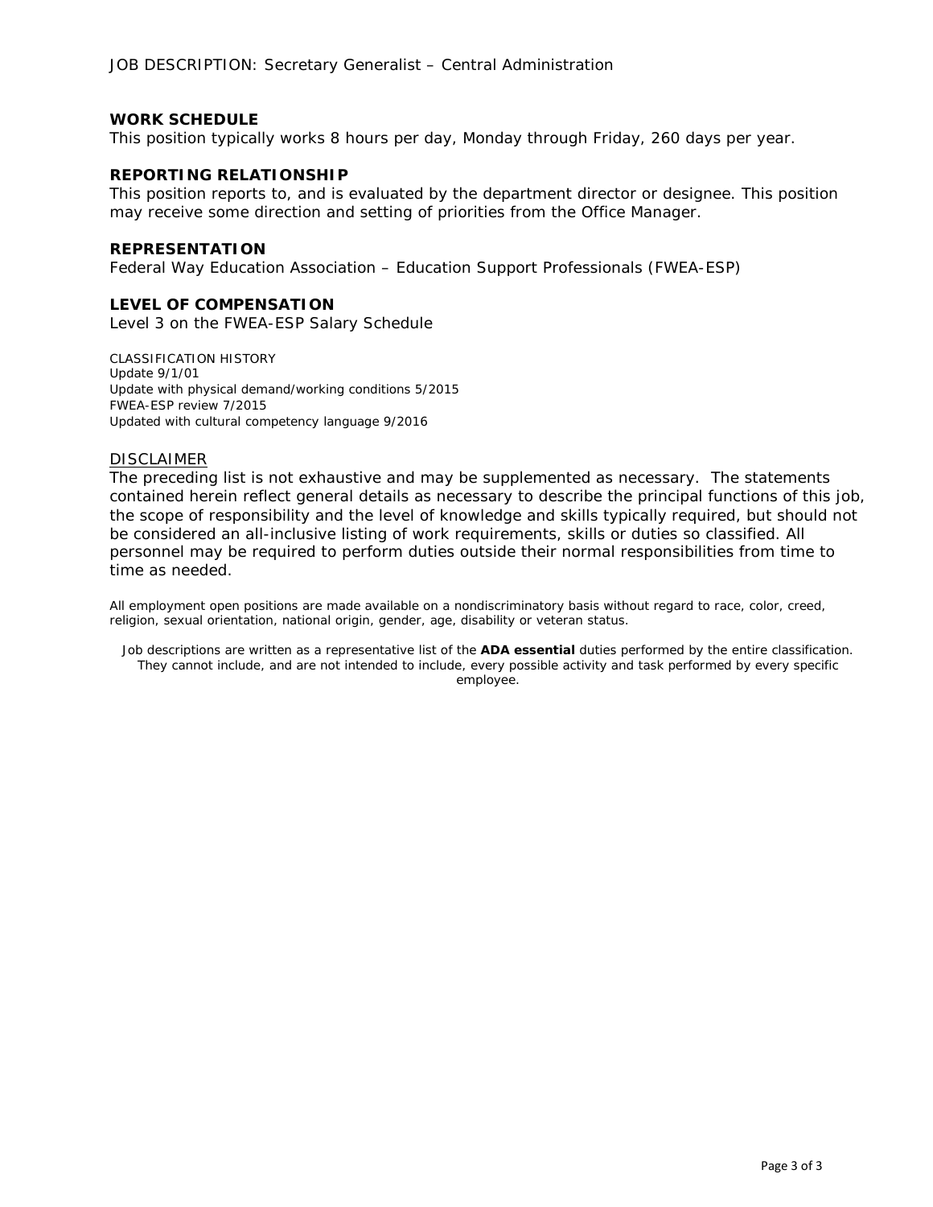## WORK SCHEDULE

This position typically works 8 hours per day, Monday through Friday, 260 days per year.

## REPORTING RELATIONSHIP

This position reports to, and is evaluated by the department director or designee. This position may receive some direction and setting of priorities from the Office Manager.

## REPRESENTATION

Federal Way Education Association – Education Support Professionals (FWEA-ESP)

## LEVEL OF COMPENSATION

Level 3 on the FWEA-ESP Salary Schedule

CLASSIFICATION HISTORY
Update 9/1/01
Update with physical demand/working conditions 5/2015
FWEA-ESP review 7/2015
Updated with cultural competency language 9/2016

DISCLAIMER

The preceding list is not exhaustive and may be supplemented as necessary. The statements contained herein reflect general details as necessary to describe the principal functions of this job, the scope of responsibility and the level of knowledge and skills typically required, but should not be considered an all-inclusive listing of work requirements, skills or duties so classified. All personnel may be required to perform duties outside their normal responsibilities from time to time as needed.

All employment open positions are made available on a nondiscriminatory basis without regard to race, color, creed, religion, sexual orientation, national origin, gender, age, disability or veteran status.

Job descriptions are written as a representative list of the **ADA essential** duties performed by the entire classification. They cannot include, and are not intended to include, every possible activity and task performed by every specific employee.